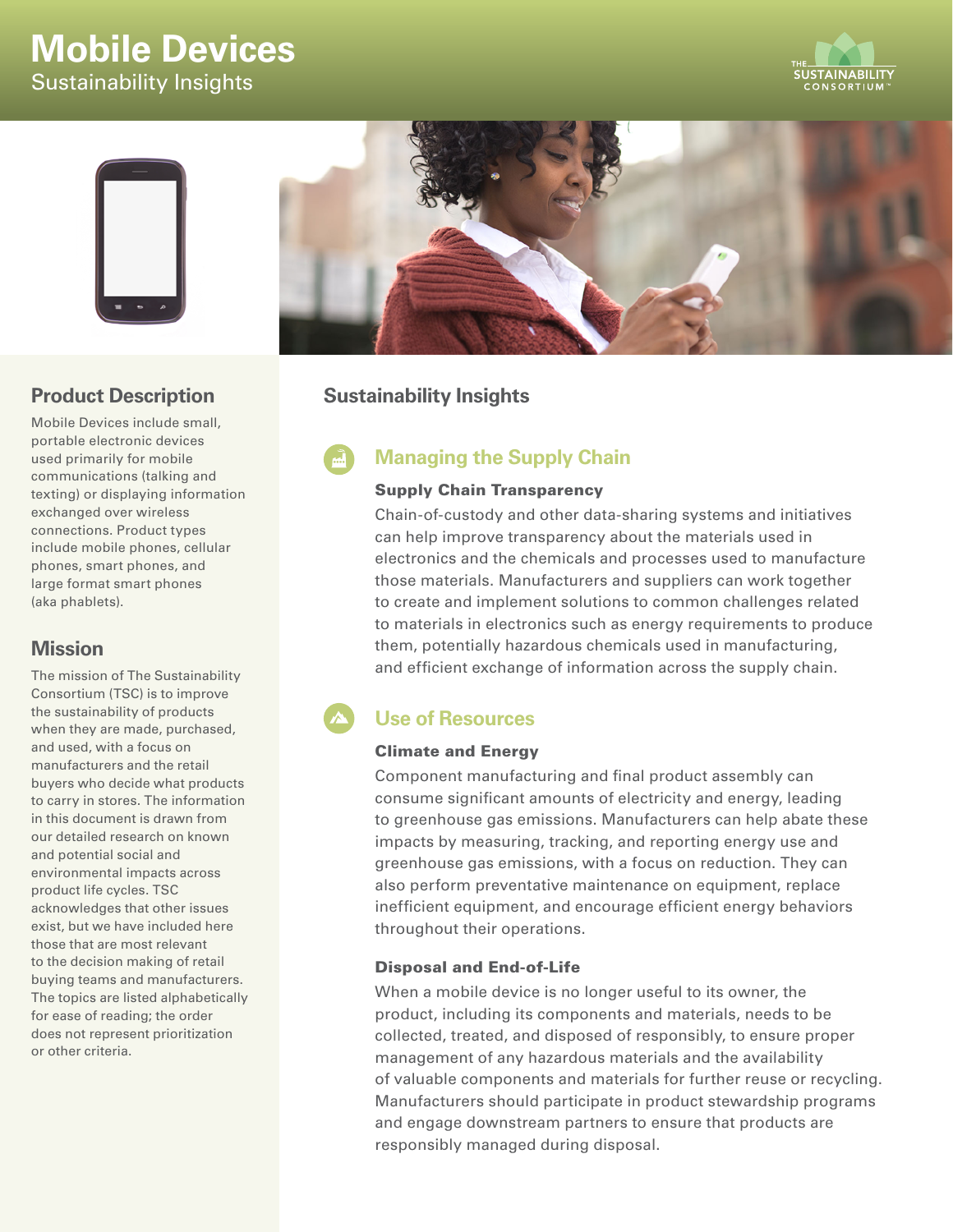# Mobile Devices

Sustainability Insights

## Product Description

Mobile Devices include small, portable electronic devices used primarily for mobile communications (talking and texting) or displaying information exchanged over wireless connections. Product types include mobile phones, cellular phones, smart phones, and large format smart phones (aka phablets).

## Mission

The mission of The Sustainability Consortium (TSC) is to improve the sustainability of products when they are made, purchased, and used, with a focus on manufacturers and the retail buyers who decide what products to carry in stores. The information in this document is drawn from our detailed research on known and potential social and environmental impacts across product life cycles. TSC acknowledges that other issues exist, but we have included here those that are most relevant to the decision making of retail buying teams and manufacturers. The topics are listed alphabetically for ease of reading; the order does not represent prioritization or other criteria.

## Sustainability Insights

### Managing the Supply Chain

#### Supply Chain Transparency

Chain-of-custody and other data-sharing systems and initiatives can help improve transparency about the materials used in electronics and the chemicals and processes used to manufacture those materials. Manufacturers and suppliers can work together to create and implement solutions to common challenges related to materials in electronics such as energy requirements to produce them, potentially hazardous chemicals used in manufacturing, and efficient exchange of information across the supply chain.

### Use of Resources

#### Climate and Energy

Component manufacturing and final product assembly can consume significant amounts of electricity and energy, leading to greenhouse gas emissions. Manufacturers can help abate these impacts by measuring, tracking, and reporting energy use and greenhouse gas emissions, with a focus on reduction. They can also perform preventative maintenance on equipment, replace inefficient equipment, and encourage efficient energy behaviors throughout their operations.

#### Disposal and End-of-Life

When a mobile device is no longer useful to its owner, the product, including its components and materials, needs to be collected, treated, and disposed of responsibly, to ensure proper management of any hazardous materials and the availability of valuable components and materials for further reuse or recycling. Manufacturers should participate in product stewardship programs and engage downstream partners to ensure that products are responsibly managed during disposal.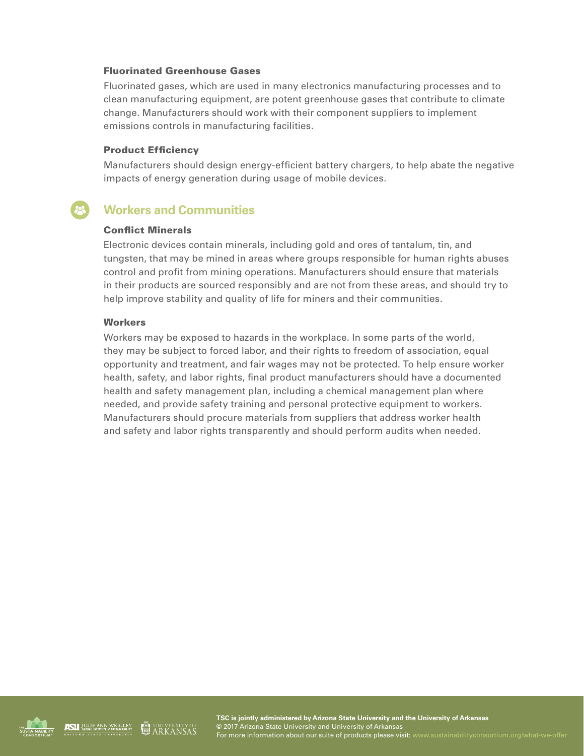### Fluorinated Greenhouse Gases

Fluorinated gases, which are used in many electronics manufacturing processes and to clean manufacturing equipment, are potent greenhouse gases that contribute to climate change. Manufacturers should work with their component suppliers to implement emissions controls in manufacturing facilities.

### Product Efficiency

Manufacturers should design energy-efficient battery chargers, to help abate the negative impacts of energy generation during usage of mobile devices.

## Workers and Communities

### Conflict Minerals

Electronic devices contain minerals, including gold and ores of tantalum, tin, and tungsten, that may be mined in areas where groups responsible for human rights abuses control and profit from mining operations. Manufacturers should ensure that materials in their products are sourced responsibly and are not from these areas, and should try to help improve stability and quality of life for miners and their communities.

### Workers

Workers may be exposed to hazards in the workplace. In some parts of the world, they may be subject to forced labor, and their rights to freedom of association, equal opportunity and treatment, and fair wages may not be protected. To help ensure worker health, safety, and labor rights, final product manufacturers should have a documented health and safety management plan, including a chemical management plan where needed, and provide safety training and personal protective equipment to workers. Manufacturers should procure materials from suppliers that address worker health and safety and labor rights transparently and should perform audits when needed.

**TSC is jointly administered by Arizona State University and the University of Arkansas**
© 2017 Arizona State University and University of Arkansas
For more information about our suite of products please visit: www.sustainabilityconsortium.org/what-we-offer